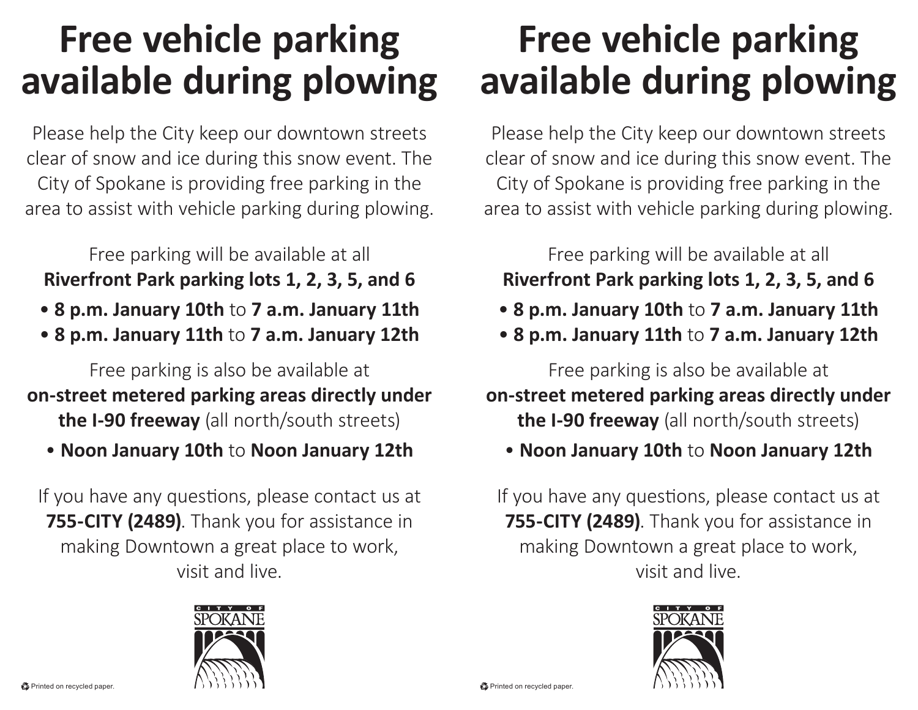# Free vehicle parking available during plowing

Please help the City keep our downtown streets clear of snow and ice during this snow event. The City of Spokane is providing free parking in the area to assist with vehicle parking during plowing.

Free parking will be available at all
**Riverfront Park parking lots 1, 2, 3, 5, and 6**

- **8 p.m. January 10th** to **7 a.m. January 11th**
- **8 p.m. January 11th** to **7 a.m. January 12th**

Free parking is also be available at
**on-street metered parking areas directly under the I-90 freeway** (all north/south streets)

- **Noon January 10th** to **Noon January 12th**

If you have any questions, please contact us at **755-CITY (2489)**. Thank you for assistance in making Downtown a great place to work, visit and live.

CITY OF SPOKANE

Printed on recycled paper.

# Free vehicle parking available during plowing

Please help the City keep our downtown streets clear of snow and ice during this snow event. The City of Spokane is providing free parking in the area to assist with vehicle parking during plowing.

Free parking will be available at all
**Riverfront Park parking lots 1, 2, 3, 5, and 6**

- **8 p.m. January 10th** to **7 a.m. January 11th**
- **8 p.m. January 11th** to **7 a.m. January 12th**

Free parking is also be available at
**on-street metered parking areas directly under the I-90 freeway** (all north/south streets)

- **Noon January 10th** to **Noon January 12th**

If you have any questions, please contact us at **755-CITY (2489)**. Thank you for assistance in making Downtown a great place to work, visit and live.

CITY OF SPOKANE

Printed on recycled paper.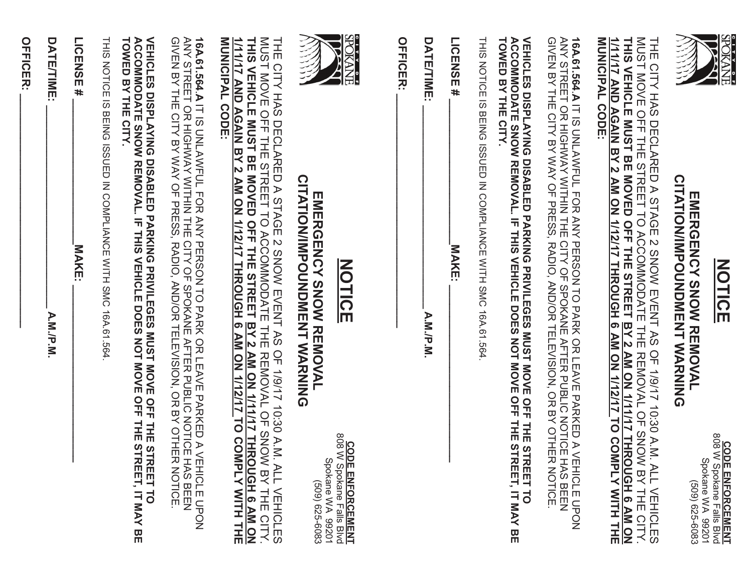CODE ENFORCEMENT
808 W Spokane Falls Blvd
Spokane WA 99201
(509) 625-6083

# NOTICE

## EMERGENCY SNOW REMOVAL CITATION/IMPOUNDMENT WARNING

THE CITY HAS DECLARED A STAGE 2 SNOW EVENT AS OF 1/9/17 10:30 A.M. ALL VEHICLES MUST MOVE OFF THE STREET TO ACCOMMODATE THE REMOVAL OF SNOW BY THE CITY. **THIS VEHICLE MUST BE MOVED OFF THE STREET BY 2 AM ON 1/11/17 THROUGH 6 AM ON 1/11/17 AND AGAIN BY 2 AM ON 1/12/17 THROUGH 6 AM ON 1/12/17 TO COMPLY WITH THE MUNICIPAL CODE:**

**16A.61.564.A** IT IS UNLAWFUL FOR ANY PERSON TO PARK OR LEAVE PARKED A VEHICLE UPON ANY STREET OR HIGHWAY WITHIN THE CITY OF SPOKANE AFTER PUBLIC NOTICE HAS BEEN GIVEN BY THE CITY BY WAY OF PRESS, RADIO, AND/OR TELEVISION, OR BY OTHER NOTICE.

**VEHICLES DISPLAYING DISABLED PARKING PRIVILEGES MUST MOVE OFF THE STREET TO ACCOMMODATE SNOW REMOVAL. IF THIS VEHICLE DOES NOT MOVE OFF THE STREET, IT MAY BE TOWED BY THE CITY.**

THIS NOTICE IS BEING ISSUED IN COMPLIANCE WITH SMC 16A.61.564.

**LICENSE #** ______________ **MAKE:** ______________

**DATE/TIME:** ______________ **A.M./P.M.**

**OFFICER:** ______________

---

CODE ENFORCEMENT
808 W Spokane Falls Blvd
Spokane WA 99201
(509) 625-6083

# NOTICE

## EMERGENCY SNOW REMOVAL CITATION/IMPOUNDMENT WARNING

THE CITY HAS DECLARED A STAGE 2 SNOW EVENT AS OF 1/9/17 10:30 A.M. ALL VEHICLES MUST MOVE OFF THE STREET TO ACCOMMODATE THE REMOVAL OF SNOW BY THE CITY. **THIS VEHICLE MUST BE MOVED OFF THE STREET BY 2 AM ON 1/11/17 THROUGH 6 AM ON 1/11/17 AND AGAIN BY 2 AM ON 1/12/17 THROUGH 6 AM ON 1/12/17 TO COMPLY WITH THE MUNICIPAL CODE:**

**16A.61.564.A** IT IS UNLAWFUL FOR ANY PERSON TO PARK OR LEAVE PARKED A VEHICLE UPON ANY STREET OR HIGHWAY WITHIN THE CITY OF SPOKANE AFTER PUBLIC NOTICE HAS BEEN GIVEN BY THE CITY BY WAY OF PRESS, RADIO, AND/OR TELEVISION, OR BY OTHER NOTICE.

**VEHICLES DISPLAYING DISABLED PARKING PRIVILEGES MUST MOVE OFF THE STREET TO ACCOMMODATE SNOW REMOVAL. IF THIS VEHICLE DOES NOT MOVE OFF THE STREET, IT MAY BE TOWED BY THE CITY.**

THIS NOTICE IS BEING ISSUED IN COMPLIANCE WITH SMC 16A.61.564.

**LICENSE #** ______________ **MAKE:** ______________

**DATE/TIME:** ______________ **A.M./P.M.**

**OFFICER:** ______________